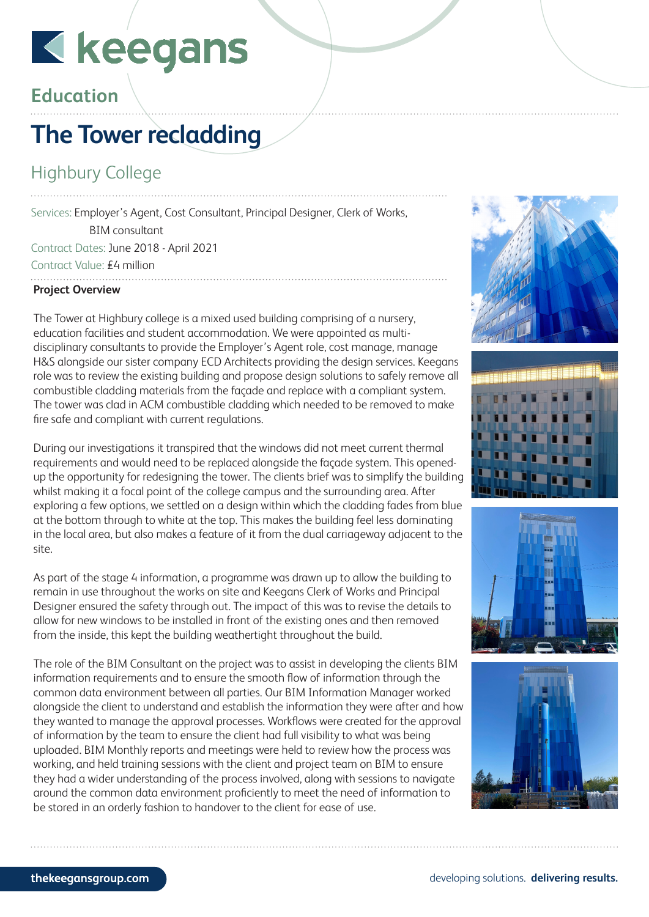keegans

## Education

# The Tower recladding

## Highbury College

Services: Employer's Agent, Cost Consultant, Principal Designer, Clerk of Works, BIM consultant

Contract Dates: June 2018 - April 2021

Contract Value: £4 million

**Project Overview**

The Tower at Highbury college is a mixed used building comprising of a nursery, education facilities and student accommodation. We were appointed as multi-disciplinary consultants to provide the Employer's Agent role, cost manage, manage H&S alongside our sister company ECD Architects providing the design services. Keegans role was to review the existing building and propose design solutions to safely remove all combustible cladding materials from the façade and replace with a compliant system. The tower was clad in ACM combustible cladding which needed to be removed to make fire safe and compliant with current regulations.

During our investigations it transpired that the windows did not meet current thermal requirements and would need to be replaced alongside the façade system. This opened-up the opportunity for redesigning the tower. The clients brief was to simplify the building whilst making it a focal point of the college campus and the surrounding area. After exploring a few options, we settled on a design within which the cladding fades from blue at the bottom through to white at the top. This makes the building feel less dominating in the local area, but also makes a feature of it from the dual carriageway adjacent to the site.

As part of the stage 4 information, a programme was drawn up to allow the building to remain in use throughout the works on site and Keegans Clerk of Works and Principal Designer ensured the safety through out. The impact of this was to revise the details to allow for new windows to be installed in front of the existing ones and then removed from the inside, this kept the building weathertight throughout the build.

The role of the BIM Consultant on the project was to assist in developing the clients BIM information requirements and to ensure the smooth flow of information through the common data environment between all parties. Our BIM Information Manager worked alongside the client to understand and establish the information they were after and how they wanted to manage the approval processes. Workflows were created for the approval of information by the team to ensure the client had full visibility to what was being uploaded. BIM Monthly reports and meetings were held to review how the process was working, and held training sessions with the client and project team on BIM to ensure they had a wider understanding of the process involved, along with sessions to navigate around the common data environment proficiently to meet the need of information to be stored in an orderly fashion to handover to the client for ease of use.

thekeegansgroup.com

developing solutions. **delivering results.**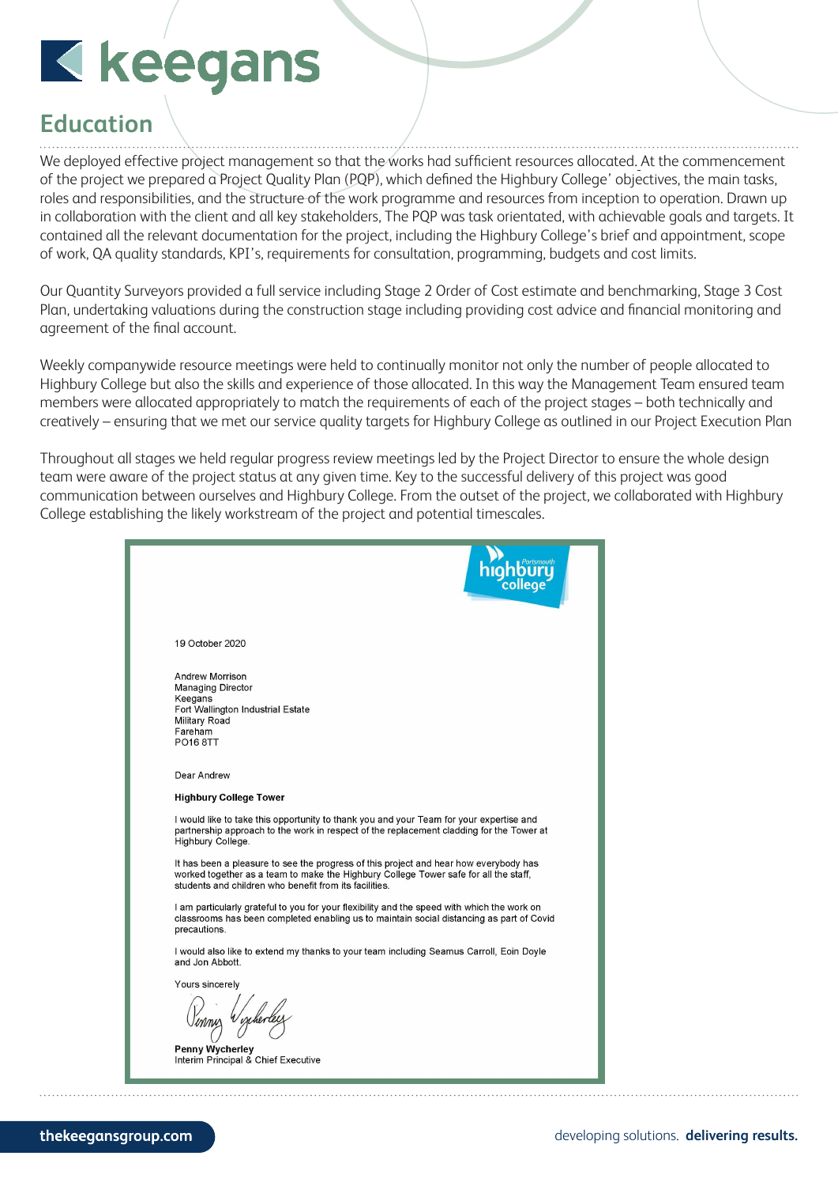# keegans

## Education

We deployed effective project management so that the works had sufficient resources allocated. At the commencement of the project we prepared a Project Quality Plan (PQP), which defined the Highbury College' objectives, the main tasks, roles and responsibilities, and the structure of the work programme and resources from inception to operation. Drawn up in collaboration with the client and all key stakeholders, The PQP was task orientated, with achievable goals and targets. It contained all the relevant documentation for the project, including the Highbury College's brief and appointment, scope of work, QA quality standards, KPI's, requirements for consultation, programming, budgets and cost limits.

Our Quantity Surveyors provided a full service including Stage 2 Order of Cost estimate and benchmarking, Stage 3 Cost Plan, undertaking valuations during the construction stage including providing cost advice and financial monitoring and agreement of the final account.

Weekly companywide resource meetings were held to continually monitor not only the number of people allocated to Highbury College but also the skills and experience of those allocated. In this way the Management Team ensured team members were allocated appropriately to match the requirements of each of the project stages – both technically and creatively – ensuring that we met our service quality targets for Highbury College as outlined in our Project Execution Plan

Throughout all stages we held regular progress review meetings led by the Project Director to ensure the whole design team were aware of the project status at any given time. Key to the successful delivery of this project was good communication between ourselves and Highbury College. From the outset of the project, we collaborated with Highbury College establishing the likely workstream of the project and potential timescales.

Portsmouth highbury college

19 October 2020

Andrew Morrison
Managing Director
Keegans
Fort Wallington Industrial Estate
Military Road
Fareham
PO16 8TT

Dear Andrew

**Highbury College Tower**

I would like to take this opportunity to thank you and your Team for your expertise and partnership approach to the work in respect of the replacement cladding for the Tower at Highbury College.

It has been a pleasure to see the progress of this project and hear how everybody has worked together as a team to make the Highbury College Tower safe for all the staff, students and children who benefit from its facilities.

I am particularly grateful to you for your flexibility and the speed with which the work on classrooms has been completed enabling us to maintain social distancing as part of Covid precautions.

I would also like to extend my thanks to your team including Seamus Carroll, Eoin Doyle and Jon Abbott.

Yours sincerely

Penny Wycherley

**Penny Wycherley**
Interim Principal & Chief Executive

thekeegansgroup.com

developing solutions. **delivering results.**